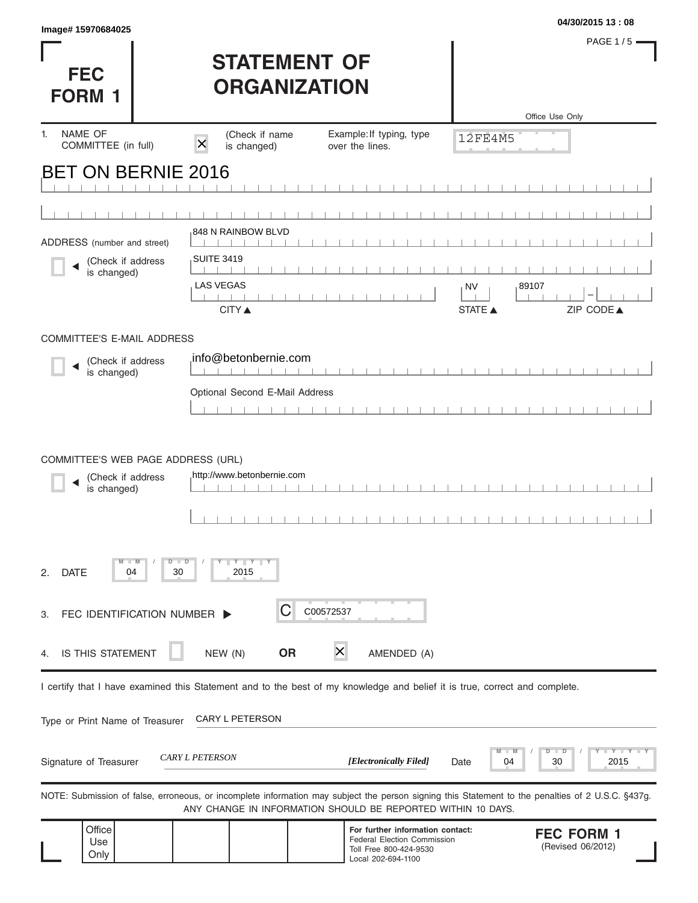Image# 15970684025

04/30/2015 13 : 08

# FEC FORM 1

# STATEMENT OF ORGANIZATION

Office Use Only

12FE4M5

1. NAME OF COMMITTEE (in full) ☒ (Check if name is changed) Example: If typing, type over the lines.

BET ON BERNIE 2016

ADDRESS (number and street) ☐ (Check if address is changed)

848 N RAINBOW BLVD

SUITE 3419

LAS VEGAS | NV | 89107

CITY ▲ | STATE ▲ | ZIP CODE ▲

COMMITTEE'S E-MAIL ADDRESS ☐ (Check if address is changed)

info@betonbernie.com

Optional Second E-Mail Address

COMMITTEE'S WEB PAGE ADDRESS (URL) ☐ (Check if address is changed)

http://www.betonbernie.com

2. DATE 04 / 30 / 2015

3. FEC IDENTIFICATION NUMBER ▶ C C00572537

4. IS THIS STATEMENT ☐ NEW (N) **OR** ☒ AMENDED (A)

I certify that I have examined this Statement and to the best of my knowledge and belief it is true, correct and complete.

Type or Print Name of Treasurer CARY L PETERSON

Signature of Treasurer *CARY L PETERSON* ***[Electronically Filed]*** Date 04 / 30 / 2015

NOTE: Submission of false, erroneous, or incomplete information may subject the person signing this Statement to the penalties of 2 U.S.C. §437g.
ANY CHANGE IN INFORMATION SHOULD BE REPORTED WITHIN 10 DAYS.

Office Use Only

**For further information contact:**
Federal Election Commission
Toll Free 800-424-9530
Local 202-694-1100

**FEC FORM 1**
(Revised 06/2012)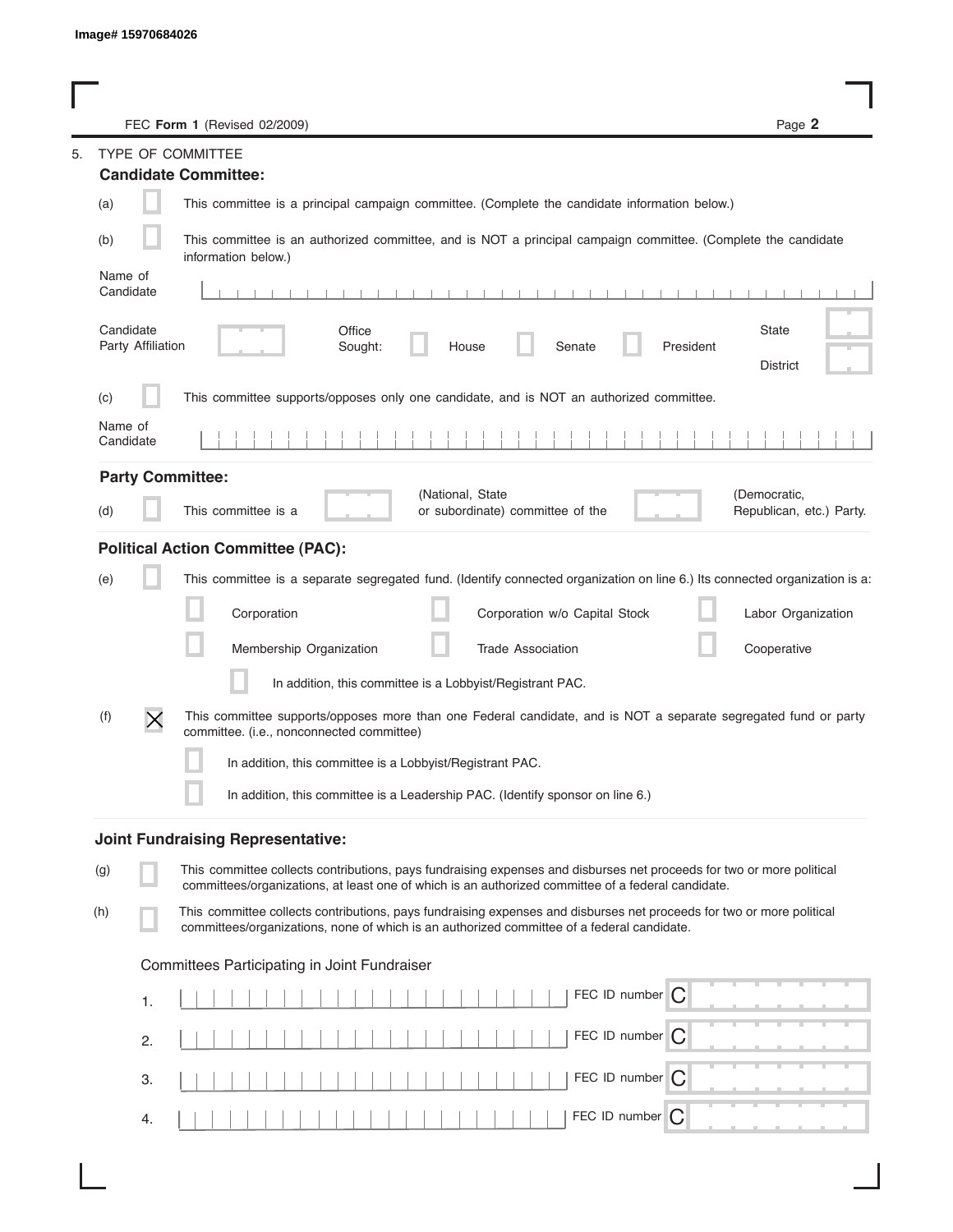Image# 15970684026

FEC **Form 1** (Revised 02/2009)

5. TYPE OF COMMITTEE

**Candidate Committee:**

(a) [ ] This committee is a principal campaign committee. (Complete the candidate information below.)

(b) [ ] This committee is an authorized committee, and is NOT a principal campaign committee. (Complete the candidate information below.)

Name of Candidate

Candidate Party Affiliation

Office Sought: [ ] House [ ] Senate [ ] President

State

District

(c) [ ] This committee supports/opposes only one candidate, and is NOT an authorized committee.

Name of Candidate

**Party Committee:**

(d) [ ] This committee is a ____ (National, State or subordinate) committee of the ____ (Democratic, Republican, etc.) Party.

**Political Action Committee (PAC):**

(e) [ ] This committee is a separate segregated fund. (Identify connected organization on line 6.) Its connected organization is a:

[ ] Corporation [ ] Corporation w/o Capital Stock [ ] Labor Organization

[ ] Membership Organization [ ] Trade Association [ ] Cooperative

[ ] In addition, this committee is a Lobbyist/Registrant PAC.

(f) [X] This committee supports/opposes more than one Federal candidate, and is NOT a separate segregated fund or party committee. (i.e., nonconnected committee)

[ ] In addition, this committee is a Lobbyist/Registrant PAC.

[ ] In addition, this committee is a Leadership PAC. (Identify sponsor on line 6.)

**Joint Fundraising Representative:**

(g) [ ] This committee collects contributions, pays fundraising expenses and disburses net proceeds for two or more political committees/organizations, at least one of which is an authorized committee of a federal candidate.

(h) [ ] This committee collects contributions, pays fundraising expenses and disburses net proceeds for two or more political committees/organizations, none of which is an authorized committee of a federal candidate.

Committees Participating in Joint Fundraiser

1. FEC ID number C

2. FEC ID number C

3. FEC ID number C

4. FEC ID number C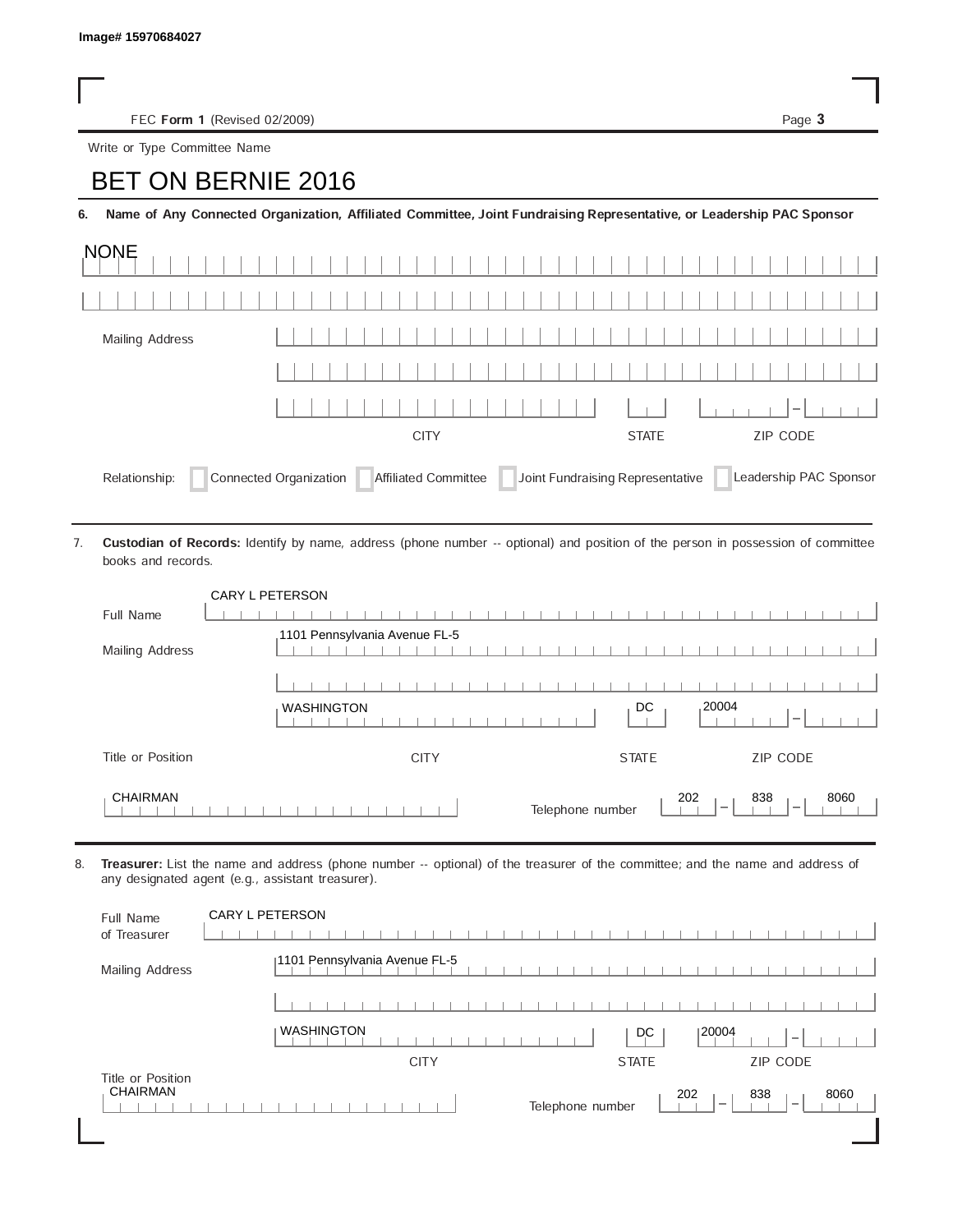Image# 15970684027

FEC **Form 1** (Revised 02/2009)

Write or Type Committee Name

BET ON BERNIE 2016

**6. Name of Any Connected Organization, Affiliated Committee, Joint Fundraising Representative, or Leadership PAC Sponsor**

NONE

Mailing Address

CITY | STATE | ZIP CODE

Relationship: ☐ Connected Organization ☐ Affiliated Committee ☐ Joint Fundraising Representative ☐ Leadership PAC Sponsor

7. **Custodian of Records:** Identify by name, address (phone number -- optional) and position of the person in possession of committee books and records.

Full Name: CARY L PETERSON

Mailing Address: 1101 Pennsylvania Avenue FL-5

| CITY | STATE | ZIP CODE |
|---|---|---|
| WASHINGTON | DC | 20004 |

Title or Position: CHAIRMAN

Telephone number: 202 – 838 – 8060

8. **Treasurer:** List the name and address (phone number -- optional) of the treasurer of the committee; and the name and address of any designated agent (e.g., assistant treasurer).

Full Name of Treasurer: CARY L PETERSON

Mailing Address: 1101 Pennsylvania Avenue FL-5

| CITY | STATE | ZIP CODE |
|---|---|---|
| WASHINGTON | DC | 20004 |

Title or Position: CHAIRMAN

Telephone number: 202 – 838 – 8060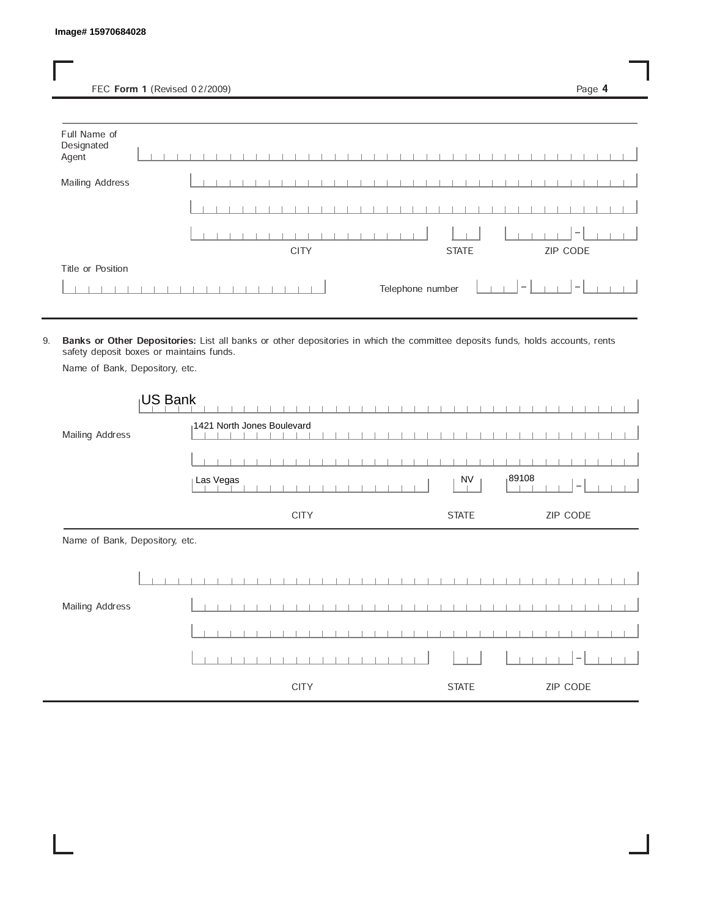Image# 15970684028

FEC **Form 1** (Revised 02/2009)

Full Name of Designated Agent

Mailing Address

CITY STATE ZIP CODE

Title or Position

Telephone number

9. **Banks or Other Depositories:** List all banks or other depositories in which the committee deposits funds, holds accounts, rents safety deposit boxes or maintains funds.

Name of Bank, Depository, etc.

US Bank

Mailing Address

1421 North Jones Boulevard

Las Vegas NV 89108

CITY STATE ZIP CODE

Name of Bank, Depository, etc.

Mailing Address

CITY STATE ZIP CODE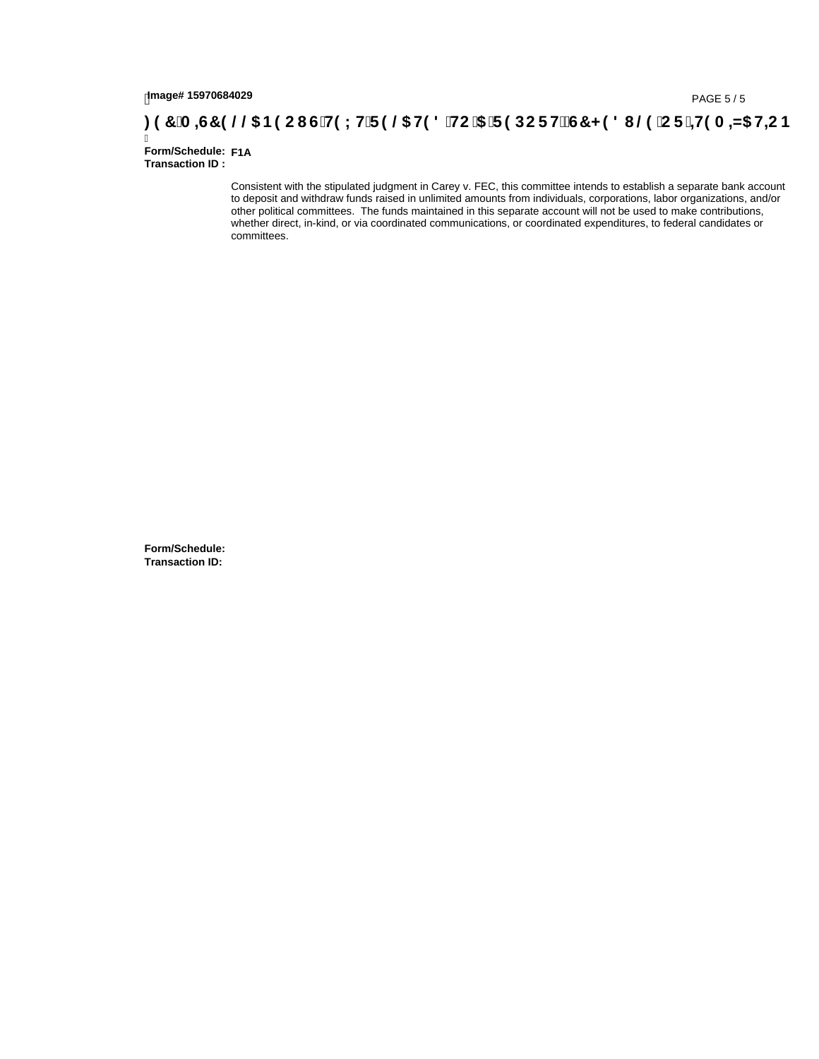Image# 15970684029

) ( &0 ,6&( / / $1( 2 8 67( ; 75( / $7( ' 72 $5( 3 2 5 76&+( ' 8 / ( 2 5 ,7( 0 ,=$7,2 1

**Form/Schedule:** **F1A**
**Transaction ID :**

Consistent with the stipulated judgment in Carey v. FEC, this committee intends to establish a separate bank account to deposit and withdraw funds raised in unlimited amounts from individuals, corporations, labor organizations, and/or other political committees. The funds maintained in this separate account will not be used to make contributions, whether direct, in-kind, or via coordinated communications, or coordinated expenditures, to federal candidates or committees.

**Form/Schedule:**
**Transaction ID:**